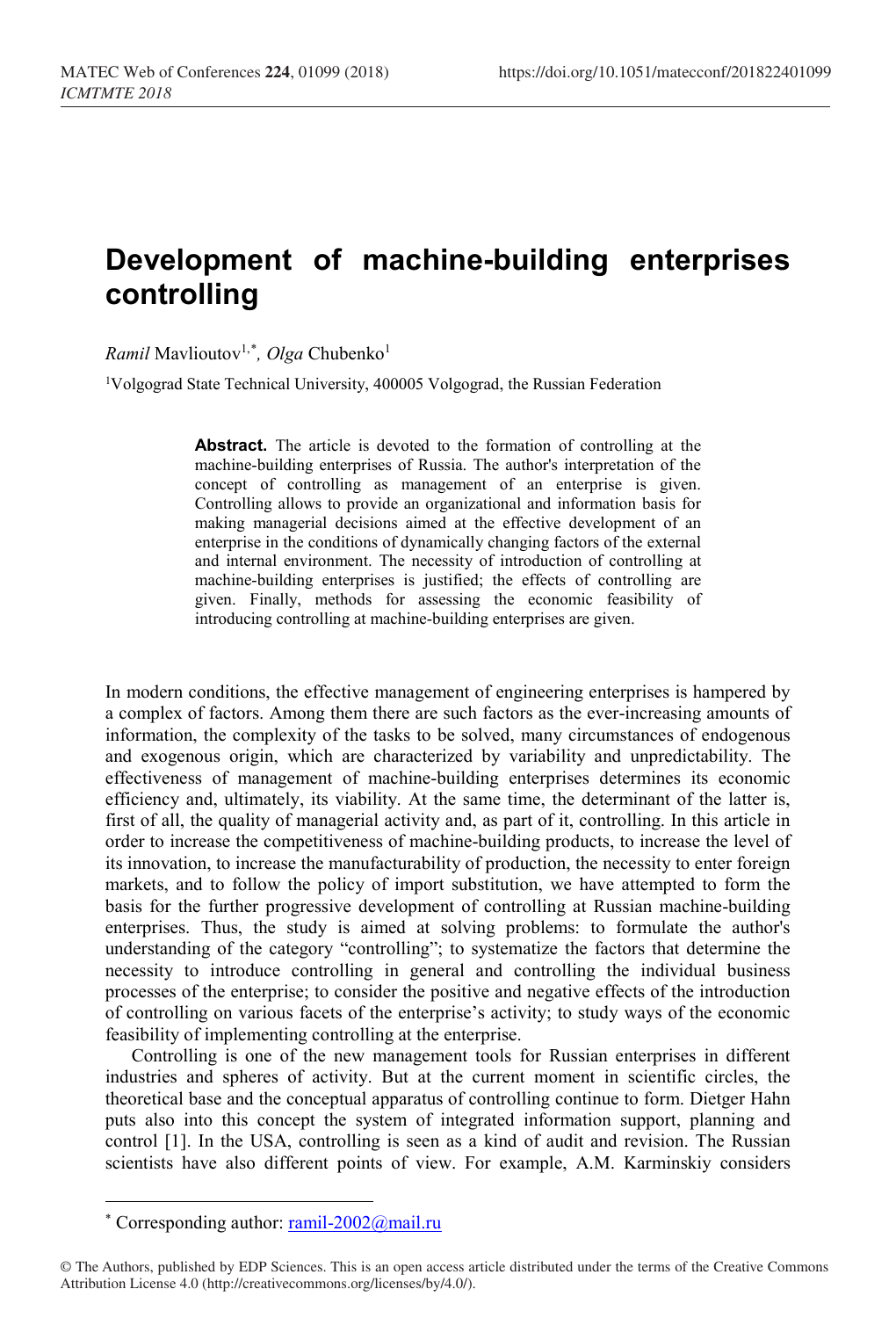# Development of machine-building enterprises controlling

*Ramil* Mavlioutov[1,*], *Olga* Chubenko[1]

[1]Volgograd State Technical University, 400005 Volgograd, the Russian Federation

**Abstract.** The article is devoted to the formation of controlling at the machine-building enterprises of Russia. The author's interpretation of the concept of controlling as management of an enterprise is given. Controlling allows to provide an organizational and information basis for making managerial decisions aimed at the effective development of an enterprise in the conditions of dynamically changing factors of the external and internal environment. The necessity of introduction of controlling at machine-building enterprises is justified; the effects of controlling are given. Finally, methods for assessing the economic feasibility of introducing controlling at machine-building enterprises are given.

In modern conditions, the effective management of engineering enterprises is hampered by a complex of factors. Among them there are such factors as the ever-increasing amounts of information, the complexity of the tasks to be solved, many circumstances of endogenous and exogenous origin, which are characterized by variability and unpredictability. The effectiveness of management of machine-building enterprises determines its economic efficiency and, ultimately, its viability. At the same time, the determinant of the latter is, first of all, the quality of managerial activity and, as part of it, controlling. In this article in order to increase the competitiveness of machine-building products, to increase the level of its innovation, to increase the manufacturability of production, the necessity to enter foreign markets, and to follow the policy of import substitution, we have attempted to form the basis for the further progressive development of controlling at Russian machine-building enterprises. Thus, the study is aimed at solving problems: to formulate the author's understanding of the category "controlling"; to systematize the factors that determine the necessity to introduce controlling in general and controlling the individual business processes of the enterprise; to consider the positive and negative effects of the introduction of controlling on various facets of the enterprise's activity; to study ways of the economic feasibility of implementing controlling at the enterprise.

Controlling is one of the new management tools for Russian enterprises in different industries and spheres of activity. But at the current moment in scientific circles, the theoretical base and the conceptual apparatus of controlling continue to form. Dietger Hahn puts also into this concept the system of integrated information support, planning and control [1]. In the USA, controlling is seen as a kind of audit and revision. The Russian scientists have also different points of view. For example, A.M. Karminskiy considers

---

[*] Corresponding author: ramil-2002@mail.ru

© The Authors, published by EDP Sciences. This is an open access article distributed under the terms of the Creative Commons Attribution License 4.0 (http://creativecommons.org/licenses/by/4.0/).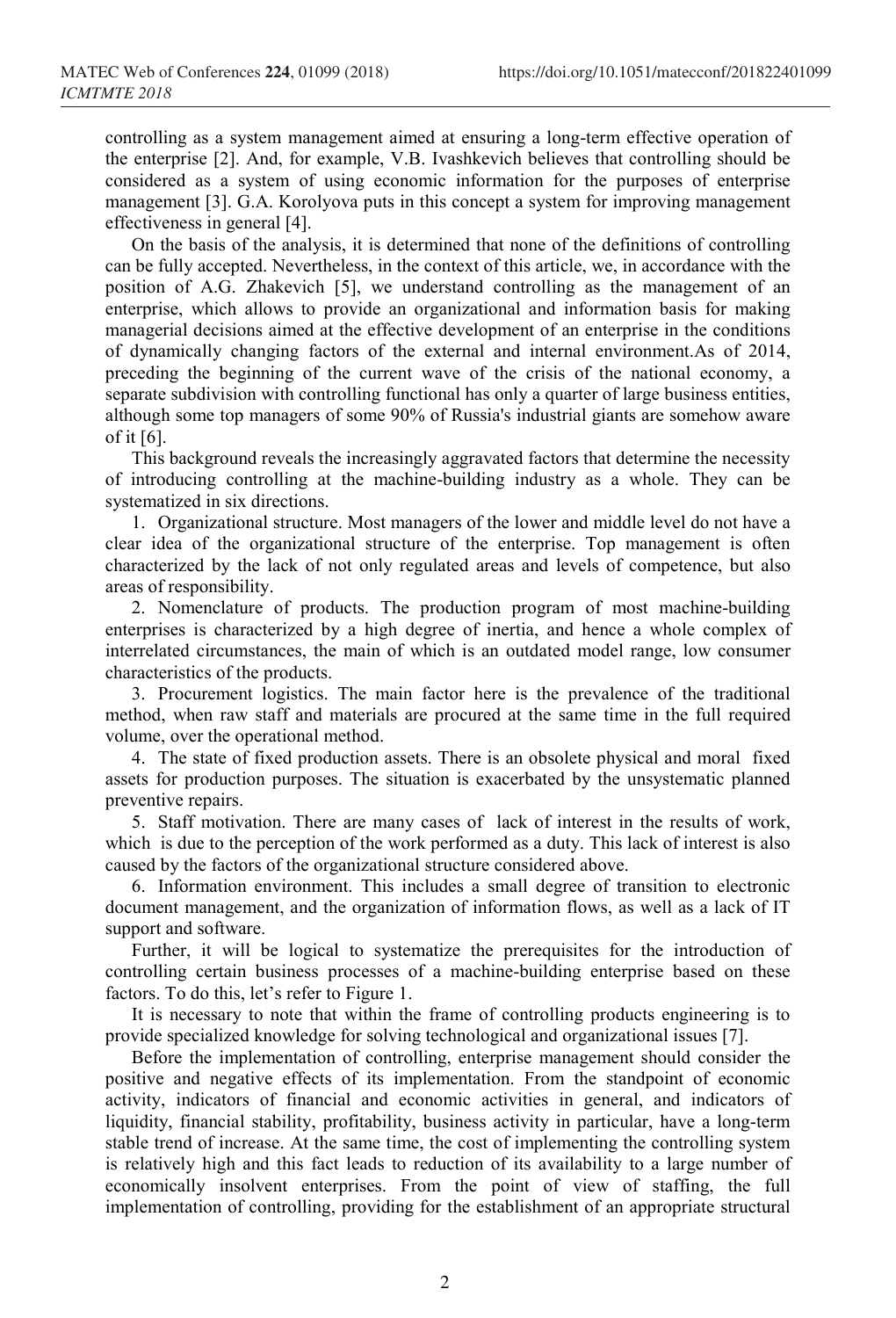controlling as a system management aimed at ensuring a long-term effective operation of the enterprise [2]. And, for example, V.B. Ivashkevich believes that controlling should be considered as a system of using economic information for the purposes of enterprise management [3]. G.A. Korolyova puts in this concept a system for improving management effectiveness in general [4].

On the basis of the analysis, it is determined that none of the definitions of controlling can be fully accepted. Nevertheless, in the context of this article, we, in accordance with the position of A.G. Zhakevich [5], we understand controlling as the management of an enterprise, which allows to provide an organizational and information basis for making managerial decisions aimed at the effective development of an enterprise in the conditions of dynamically changing factors of the external and internal environment.As of 2014, preceding the beginning of the current wave of the crisis of the national economy, a separate subdivision with controlling functional has only a quarter of large business entities, although some top managers of some 90% of Russia's industrial giants are somehow aware of it [6].

This background reveals the increasingly aggravated factors that determine the necessity of introducing controlling at the machine-building industry as a whole. They can be systematized in six directions.

1. Organizational structure. Most managers of the lower and middle level do not have a clear idea of the organizational structure of the enterprise. Top management is often characterized by the lack of not only regulated areas and levels of competence, but also areas of responsibility.
2. Nomenclature of products. The production program of most machine-building enterprises is characterized by a high degree of inertia, and hence a whole complex of interrelated circumstances, the main of which is an outdated model range, low consumer characteristics of the products.
3. Procurement logistics. The main factor here is the prevalence of the traditional method, when raw staff and materials are procured at the same time in the full required volume, over the operational method.
4. The state of fixed production assets. There is an obsolete physical and moral fixed assets for production purposes. The situation is exacerbated by the unsystematic planned preventive repairs.
5. Staff motivation. There are many cases of lack of interest in the results of work, which is due to the perception of the work performed as a duty. This lack of interest is also caused by the factors of the organizational structure considered above.
6. Information environment. This includes a small degree of transition to electronic document management, and the organization of information flows, as well as a lack of IT support and software.

Further, it will be logical to systematize the prerequisites for the introduction of controlling certain business processes of a machine-building enterprise based on these factors. To do this, let's refer to Figure 1.

It is necessary to note that within the frame of controlling products engineering is to provide specialized knowledge for solving technological and organizational issues [7].

Before the implementation of controlling, enterprise management should consider the positive and negative effects of its implementation. From the standpoint of economic activity, indicators of financial and economic activities in general, and indicators of liquidity, financial stability, profitability, business activity in particular, have a long-term stable trend of increase. At the same time, the cost of implementing the controlling system is relatively high and this fact leads to reduction of its availability to a large number of economically insolvent enterprises. From the point of view of staffing, the full implementation of controlling, providing for the establishment of an appropriate structural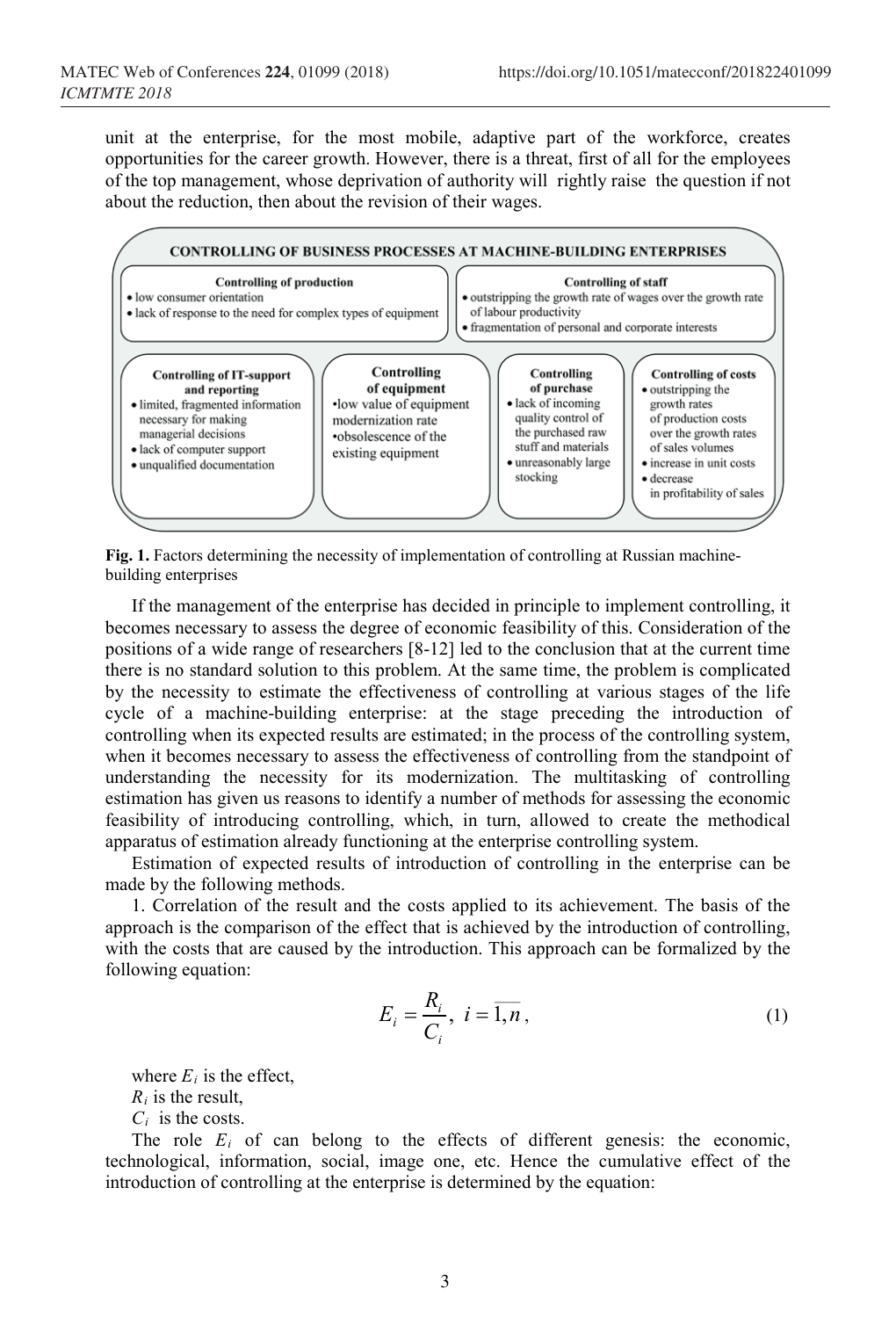unit at the enterprise, for the most mobile, adaptive part of the workforce, creates opportunities for the career growth. However, there is a threat, first of all for the employees of the top management, whose deprivation of authority will rightly raise the question if not about the reduction, then about the revision of their wages.

**CONTROLLING OF BUSINESS PROCESSES AT MACHINE-BUILDING ENTERPRISES**

**Controlling of production**
- low consumer orientation
- lack of response to the need for complex types of equipment

**Controlling of staff**
- outstripping the growth rate of wages over the growth rate of labour productivity
- fragmentation of personal and corporate interests

**Controlling of IT-support and reporting**
- limited, fragmented information necessary for making managerial decisions
- lack of computer support
- unqualified documentation

**Controlling of equipment**
- low value of equipment modernization rate
- obsolescence of the existing equipment

**Controlling of purchase**
- lack of incoming quality control of the purchased raw stuff and materials
- unreasonably large stocking

**Controlling of costs**
- outstripping the growth rates of production costs over the growth rates of sales volumes
- increase in unit costs
- decrease in profitability of sales

**Fig. 1.** Factors determining the necessity of implementation of controlling at Russian machine-building enterprises

If the management of the enterprise has decided in principle to implement controlling, it becomes necessary to assess the degree of economic feasibility of this. Consideration of the positions of a wide range of researchers [8-12] led to the conclusion that at the current time there is no standard solution to this problem. At the same time, the problem is complicated by the necessity to estimate the effectiveness of controlling at various stages of the life cycle of a machine-building enterprise: at the stage preceding the introduction of controlling when its expected results are estimated; in the process of the controlling system, when it becomes necessary to assess the effectiveness of controlling from the standpoint of understanding the necessity for its modernization. The multitasking of controlling estimation has given us reasons to identify a number of methods for assessing the economic feasibility of introducing controlling, which, in turn, allowed to create the methodical apparatus of estimation already functioning at the enterprise controlling system.

Estimation of expected results of introduction of controlling in the enterprise can be made by the following methods.

1. Correlation of the result and the costs applied to its achievement. The basis of the approach is the comparison of the effect that is achieved by the introduction of controlling, with the costs that are caused by the introduction. This approach can be formalized by the following equation:

$$E_i = \frac{R_i}{C_i},\ i = \overline{1,n}, \tag{1}$$

where $E_i$ is the effect,

$R_i$ is the result,

$C_i$ is the costs.

The role $E_i$ of can belong to the effects of different genesis: the economic, technological, information, social, image one, etc. Hence the cumulative effect of the introduction of controlling at the enterprise is determined by the equation: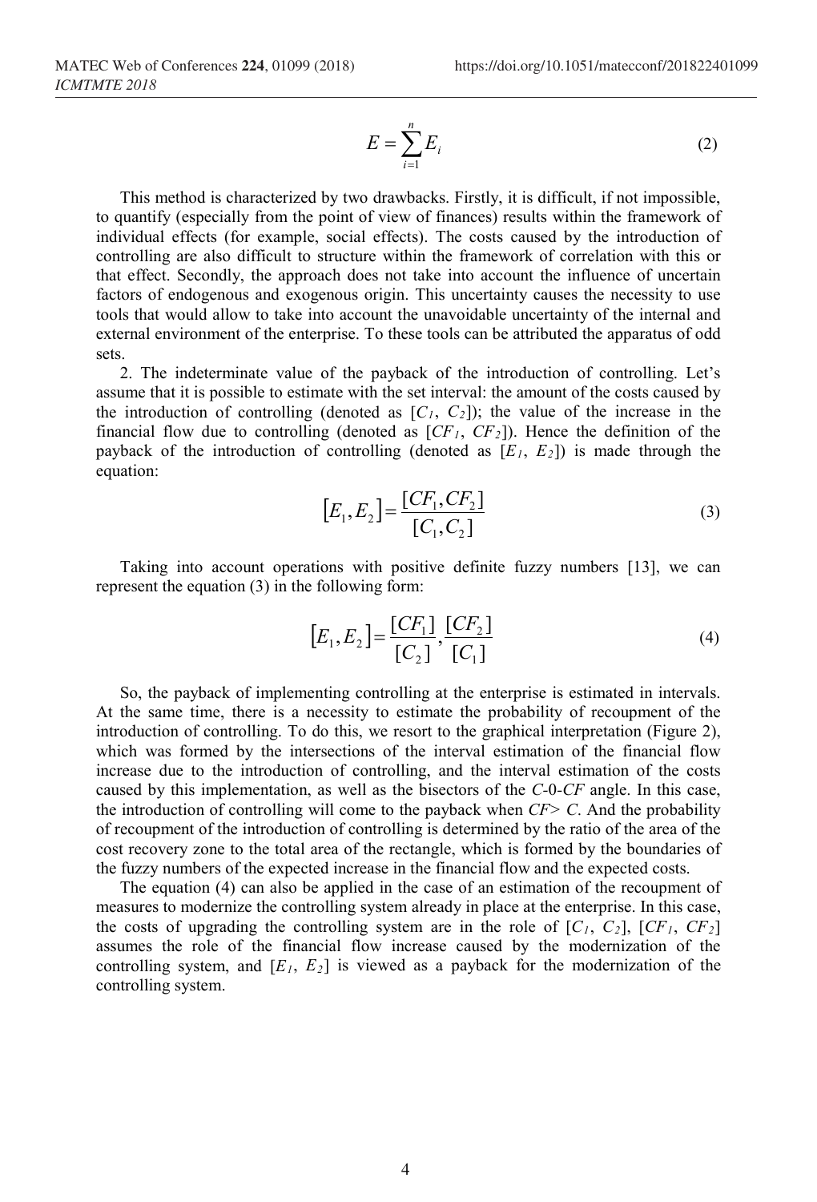$$E = \sum_{i=1}^{n} E_i \tag{2}$$

This method is characterized by two drawbacks. Firstly, it is difficult, if not impossible, to quantify (especially from the point of view of finances) results within the framework of individual effects (for example, social effects). The costs caused by the introduction of controlling are also difficult to structure within the framework of correlation with this or that effect. Secondly, the approach does not take into account the influence of uncertain factors of endogenous and exogenous origin. This uncertainty causes the necessity to use tools that would allow to take into account the unavoidable uncertainty of the internal and external environment of the enterprise. To these tools can be attributed the apparatus of odd sets.

2. The indeterminate value of the payback of the introduction of controlling. Let's assume that it is possible to estimate with the set interval: the amount of the costs caused by the introduction of controlling (denoted as $[C_1, C_2]$); the value of the increase in the financial flow due to controlling (denoted as $[CF_1, CF_2]$). Hence the definition of the payback of the introduction of controlling (denoted as $[E_1, E_2]$) is made through the equation:

$$[E_1, E_2] = \frac{[CF_1, CF_2]}{[C_1, C_2]} \tag{3}$$

Taking into account operations with positive definite fuzzy numbers [13], we can represent the equation (3) in the following form:

$$[E_1, E_2] = \frac{[CF_1]}{[C_2]}, \frac{[CF_2]}{[C_1]} \tag{4}$$

So, the payback of implementing controlling at the enterprise is estimated in intervals. At the same time, there is a necessity to estimate the probability of recoupment of the introduction of controlling. To do this, we resort to the graphical interpretation (Figure 2), which was formed by the intersections of the interval estimation of the financial flow increase due to the introduction of controlling, and the interval estimation of the costs caused by this implementation, as well as the bisectors of the *C*-0-*CF* angle. In this case, the introduction of controlling will come to the payback when $CF > C$. And the probability of recoupment of the introduction of controlling is determined by the ratio of the area of the cost recovery zone to the total area of the rectangle, which is formed by the boundaries of the fuzzy numbers of the expected increase in the financial flow and the expected costs.

The equation (4) can also be applied in the case of an estimation of the recoupment of measures to modernize the controlling system already in place at the enterprise. In this case, the costs of upgrading the controlling system are in the role of $[C_1, C_2]$, $[CF_1, CF_2]$ assumes the role of the financial flow increase caused by the modernization of the controlling system, and $[E_1, E_2]$ is viewed as a payback for the modernization of the controlling system.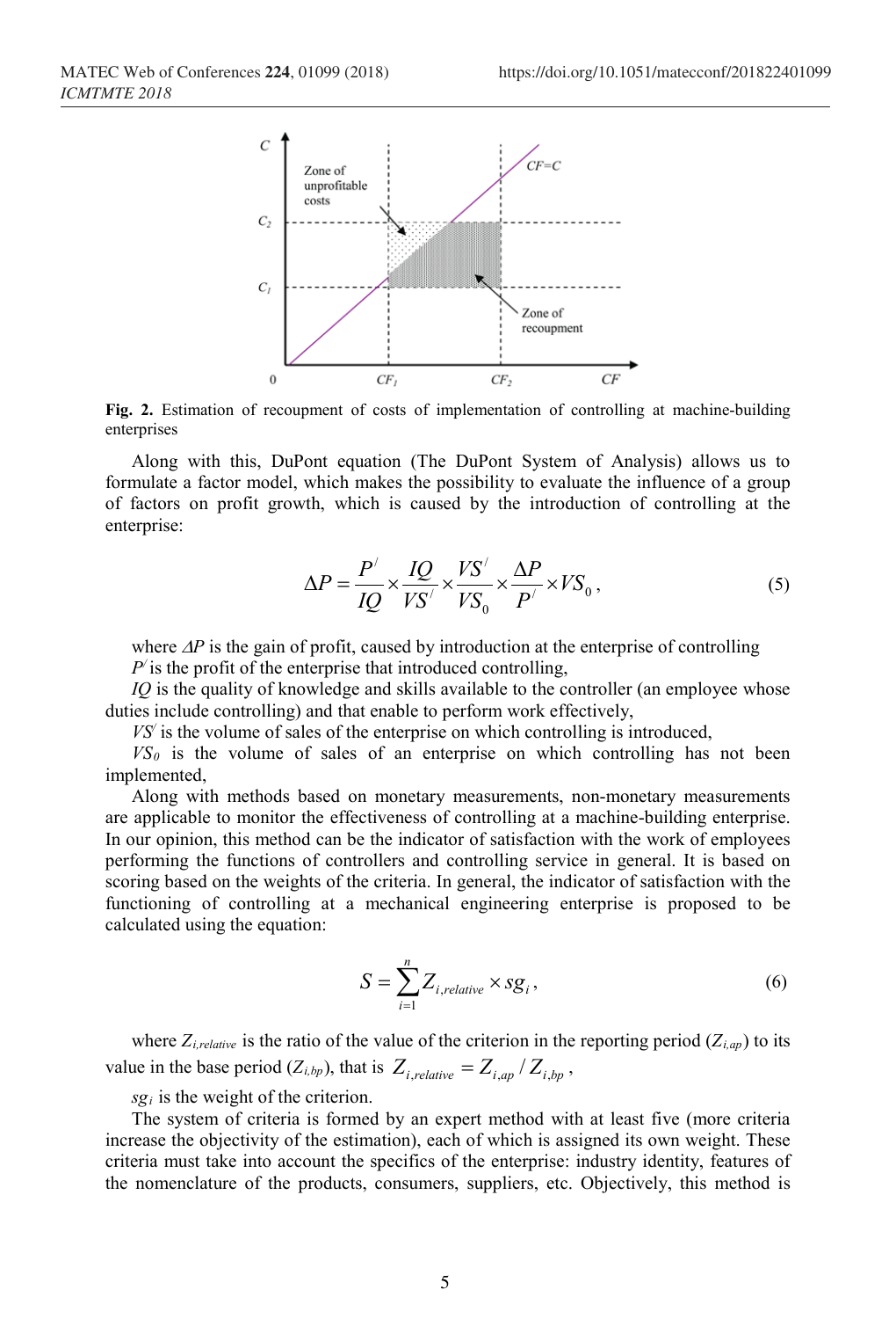**Fig. 2.** Estimation of recoupment of costs of implementation of controlling at machine-building enterprises

Along with this, DuPont equation (The DuPont System of Analysis) allows us to formulate a factor model, which makes the possibility to evaluate the influence of a group of factors on profit growth, which is caused by the introduction of controlling at the enterprise:

$$\Delta P = \frac{P^{/}}{IQ} \times \frac{IQ}{VS^{/}} \times \frac{VS^{/}}{VS_0} \times \frac{\Delta P}{P^{/}} \times VS_0, \tag{5}$$

where $\Delta P$ is the gain of profit, caused by introduction at the enterprise of controlling

$P^{/}$ is the profit of the enterprise that introduced controlling,

$IQ$ is the quality of knowledge and skills available to the controller (an employee whose duties include controlling) and that enable to perform work effectively,

$VS^{/}$ is the volume of sales of the enterprise on which controlling is introduced,

$VS_0$ is the volume of sales of an enterprise on which controlling has not been implemented,

Along with methods based on monetary measurements, non-monetary measurements are applicable to monitor the effectiveness of controlling at a machine-building enterprise. In our opinion, this method can be the indicator of satisfaction with the work of employees performing the functions of controllers and controlling service in general. It is based on scoring based on the weights of the criteria. In general, the indicator of satisfaction with the functioning of controlling at a mechanical engineering enterprise is proposed to be calculated using the equation:

$$S = \sum_{i=1}^{n} Z_{i,relative} \times sg_i, \tag{6}$$

where $Z_{i,relative}$ is the ratio of the value of the criterion in the reporting period ($Z_{i,ap}$) to its value in the base period ($Z_{i,bp}$), that is $Z_{i,relative} = Z_{i,ap} / Z_{i,bp}$,

$sg_i$ is the weight of the criterion.

The system of criteria is formed by an expert method with at least five (more criteria increase the objectivity of the estimation), each of which is assigned its own weight. These criteria must take into account the specifics of the enterprise: industry identity, features of the nomenclature of the products, consumers, suppliers, etc. Objectively, this method is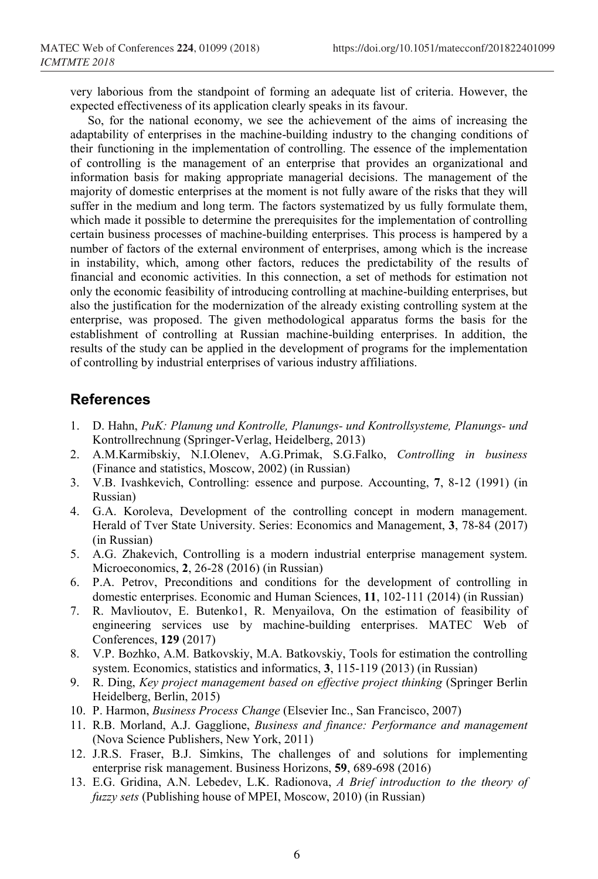very laborious from the standpoint of forming an adequate list of criteria. However, the expected effectiveness of its application clearly speaks in its favour.

So, for the national economy, we see the achievement of the aims of increasing the adaptability of enterprises in the machine-building industry to the changing conditions of their functioning in the implementation of controlling. The essence of the implementation of controlling is the management of an enterprise that provides an organizational and information basis for making appropriate managerial decisions. The management of the majority of domestic enterprises at the moment is not fully aware of the risks that they will suffer in the medium and long term. The factors systematized by us fully formulate them, which made it possible to determine the prerequisites for the implementation of controlling certain business processes of machine-building enterprises. This process is hampered by a number of factors of the external environment of enterprises, among which is the increase in instability, which, among other factors, reduces the predictability of the results of financial and economic activities. In this connection, a set of methods for estimation not only the economic feasibility of introducing controlling at machine-building enterprises, but also the justification for the modernization of the already existing controlling system at the enterprise, was proposed. The given methodological apparatus forms the basis for the establishment of controlling at Russian machine-building enterprises. In addition, the results of the study can be applied in the development of programs for the implementation of controlling by industrial enterprises of various industry affiliations.

## References

1. D. Hahn, *PuK: Planung und Kontrolle, Planungs- und Kontrollsysteme, Planungs- und* Kontrollrechnung (Springer-Verlag, Heidelberg, 2013)
2. A.M.Karmibskiy, N.I.Olenev, A.G.Primak, S.G.Falko, *Controlling in business* (Finance and statistics, Moscow, 2002) (in Russian)
3. V.B. Ivashkevich, Controlling: essence and purpose. Accounting, **7**, 8-12 (1991) (in Russian)
4. G.A. Koroleva, Development of the controlling concept in modern management. Herald of Tver State University. Series: Economics and Management, **3**, 78-84 (2017) (in Russian)
5. A.G. Zhakevich, Controlling is a modern industrial enterprise management system. Microeconomics, **2**, 26-28 (2016) (in Russian)
6. P.A. Petrov, Preconditions and conditions for the development of controlling in domestic enterprises. Economic and Human Sciences, **11**, 102-111 (2014) (in Russian)
7. R. Mavlioutov, E. Butenko1, R. Menyailova, On the estimation of feasibility of engineering services use by machine-building enterprises. MATEC Web of Conferences, **129** (2017)
8. V.P. Bozhko, A.M. Batkovskiy, M.A. Batkovskiy, Tools for estimation the controlling system. Economics, statistics and informatics, **3**, 115-119 (2013) (in Russian)
9. R. Ding, *Key project management based on effective project thinking* (Springer Berlin Heidelberg, Berlin, 2015)
10. P. Harmon, *Business Process Change* (Elsevier Inc., San Francisco, 2007)
11. R.B. Morland, A.J. Gagglione, *Business and finance: Performance and management* (Nova Science Publishers, New York, 2011)
12. J.R.S. Fraser, B.J. Simkins, The challenges of and solutions for implementing enterprise risk management. Business Horizons, **59**, 689-698 (2016)
13. E.G. Gridina, A.N. Lebedev, L.K. Radionova, *A Brief introduction to the theory of fuzzy sets* (Publishing house of MPEI, Moscow, 2010) (in Russian)